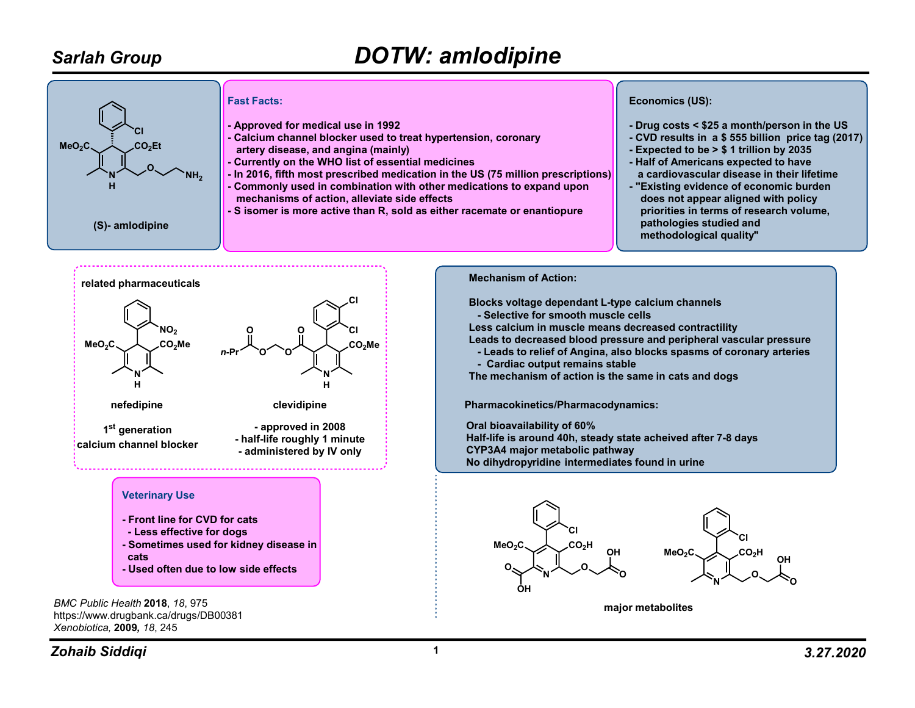# DOTW: amlodipine

Sarlah Group

(S)- amlodipine

**Fast Facts:**

- Approved for medical use in 1992
- Calcium channel blocker used to treat hypertension, coronary artery disease, and angina (mainly)
- Currently on the WHO list of essential medicines
- In 2016, fifth most prescribed medication in the US (75 million prescriptions)
- Commonly used in combination with other medications to expand upon mechanisms of action, alleviate side effects
- S isomer is more active than R, sold as either racemate or enantiopure

**Economics (US):**

- Drug costs < $25 a month/person in the US
- CVD results in a $ 555 billion price tag (2017)
- Expected to be > $ 1 trillion by 2035
- Half of Americans expected to have a cardiovascular disease in their lifetime
- "Existing evidence of economic burden does not appear aligned with policy priorities in terms of research volume, pathologies studied and methodological quality"

**related pharmaceuticals**

nefedipine

1st generation calcium channel blocker

clevidipine

- approved in 2008
- half-life roughly 1 minute
- administered by IV only

**Mechanism of Action:**

Blocks voltage dependant L-type calcium channels
- Selective for smooth muscle cells

Less calcium in muscle means decreased contractility

Leads to decreased blood pressure and peripheral vascular pressure
- Leads to relief of Angina, also blocks spasms of coronary arteries
- Cardiac output remains stable

The mechanism of action is the same in cats and dogs

**Pharmacokinetics/Pharmacodynamics:**

Oral bioavailability of 60%

Half-life is around 40h, steady state acheived after 7-8 days

CYP3A4 major metabolic pathway

No dihydropyridine intermediates found in urine

**Veterinary Use**

- Front line for CVD for cats
  - Less effective for dogs
- Sometimes used for kidney disease in cats
- Used often due to low side effects

major metabolites

*BMC Public Health* **2018**, *18*, 975
https://www.drugbank.ca/drugs/DB00381
*Xenobiotica*, **2009**, *18*, 245

Zohaib Siddiqi

3.27.2020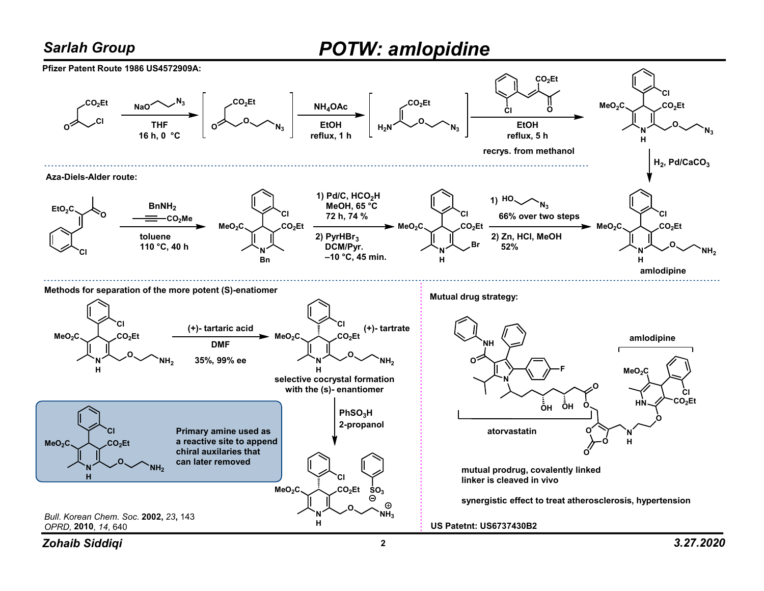# POTW: amlopidine

**Pfizer Patent Route 1986 US4572909A:**

NaO⌒⌒$N_3$, THF, 16 h, 0 °C

$NH_4OAc$, EtOH, reflux, 1 h

EtOH, reflux, 5 h

recrys. from methanol

$H_2$, Pd/$CaCO_3$

**Aza-Diels-Alder route:**

$BnNH_2$, ≡—$CO_2Me$, toluene, 110 °C, 40 h

1) Pd/C, $HCO_2H$, MeOH, 65 °C, 72 h, 74 %
2) $PyrHBr_3$, DCM/Pyr., –10 °C, 45 min.

1) HO⌒⌒$N_3$, 66% over two steps
2) Zn, HCl, MeOH, 52%

amlodipine

**Methods for separation of the more potent (S)-enatiomer**

(+)- tartaric acid, DMF, 35%, 99% ee

(+)- tartrate

selective cocrystal formation with the (s)- enantiomer

$PhSO_3H$, 2-propanol

Primary amine used as a reactive site to append chiral auxilaries that can later removed

*Bull. Korean Chem. Soc.* **2002**, *23*, 143
*OPRD*, **2010**, *14*, 640

**Mutual drug strategy:**

amlodipine

atorvastatin

mutual prodrug, covalently linked
linker is cleaved in vivo

synergistic effect to treat atherosclerosis, hypertension

US Patetnt: US6737430B2

Zohaib Siddiqi

3.27.2020